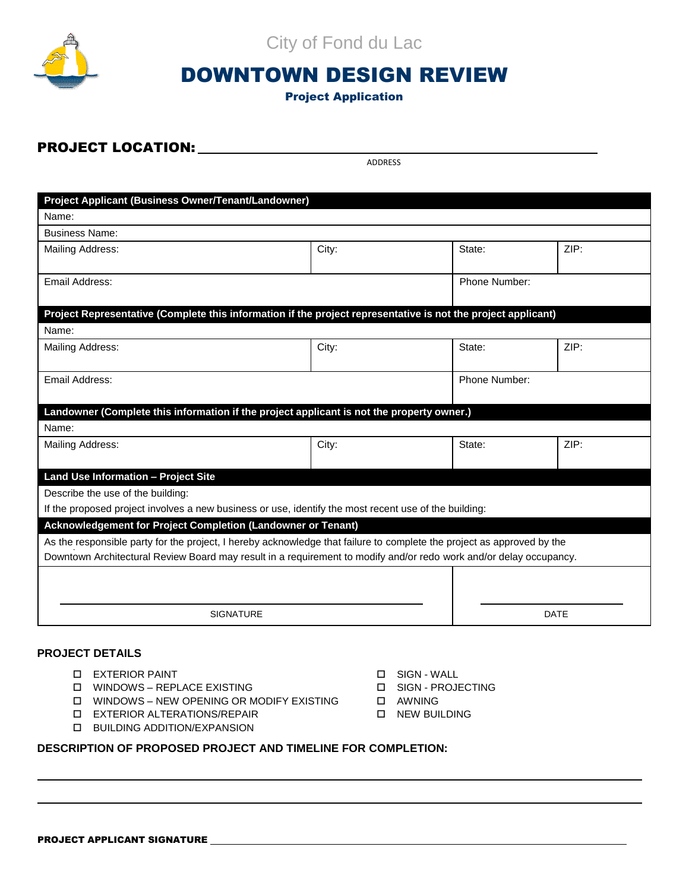City of Fond du Lac

# DOWNTOWN DESIGN REVIEW

### Project Application

**PROJECT LOCATION:** ______________________________________________

ADDRESS

| **Project Applicant (Business Owner/Tenant/Landowner)** | | | |
|---|---|---|---|
| Name: | | | |
| Business Name: | | | |
| Mailing Address: | City: | State: | ZIP: |
| Email Address: | | Phone Number: | |
| **Project Representative (Complete this information if the project representative is not the project applicant)** | | | |
| Name: | | | |
| Mailing Address: | City: | State: | ZIP: |
| Email Address: | | Phone Number: | |
| **Landowner (Complete this information if the project applicant is not the property owner.)** | | | |
| Name: | | | |
| Mailing Address: | City: | State: | ZIP: |
| **Land Use Information – Project Site** | | | |
| Describe the use of the building: | | | |
| If the proposed project involves a new business or use, identify the most recent use of the building: | | | |
| **Acknowledgement for Project Completion (Landowner or Tenant)** | | | |
| As the responsible party for the project, I hereby acknowledge that failure to complete the project as approved by the Downtown Architectural Review Board may result in a requirement to modify and/or redo work and/or delay occupancy. | | | |
| SIGNATURE | | DATE | |

**PROJECT DETAILS**

- ☐ EXTERIOR PAINT
- ☐ WINDOWS – REPLACE EXISTING
- ☐ WINDOWS – NEW OPENING OR MODIFY EXISTING
- ☐ EXTERIOR ALTERATIONS/REPAIR
- ☐ BUILDING ADDITION/EXPANSION
- ☐ SIGN - WALL
- ☐ SIGN - PROJECTING
- ☐ AWNING
- ☐ NEW BUILDING

**DESCRIPTION OF PROPOSED PROJECT AND TIMELINE FOR COMPLETION:**

______________________________________________

______________________________________________

**PROJECT APPLICANT SIGNATURE** ______________________________________________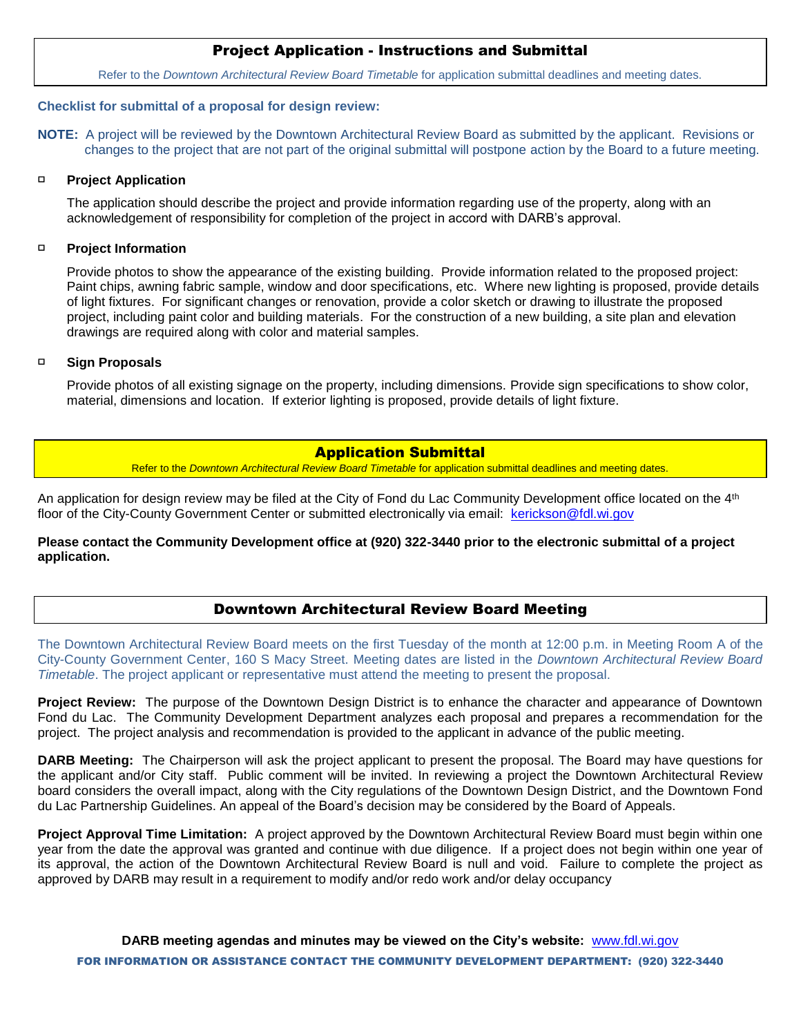## Project Application - Instructions and Submittal

Refer to the *Downtown Architectural Review Board Timetable* for application submittal deadlines and meeting dates.

**Checklist for submittal of a proposal for design review:**

**NOTE:** A project will be reviewed by the Downtown Architectural Review Board as submitted by the applicant. Revisions or changes to the project that are not part of the original submittal will postpone action by the Board to a future meeting.

- ☐ **Project Application**

  The application should describe the project and provide information regarding use of the property, along with an acknowledgement of responsibility for completion of the project in accord with DARB's approval.

- ☐ **Project Information**

  Provide photos to show the appearance of the existing building. Provide information related to the proposed project: Paint chips, awning fabric sample, window and door specifications, etc. Where new lighting is proposed, provide details of light fixtures. For significant changes or renovation, provide a color sketch or drawing to illustrate the proposed project, including paint color and building materials. For the construction of a new building, a site plan and elevation drawings are required along with color and material samples.

- ☐ **Sign Proposals**

  Provide photos of all existing signage on the property, including dimensions. Provide sign specifications to show color, material, dimensions and location. If exterior lighting is proposed, provide details of light fixture.

## Application Submittal

Refer to the *Downtown Architectural Review Board Timetable* for application submittal deadlines and meeting dates.

An application for design review may be filed at the City of Fond du Lac Community Development office located on the 4th floor of the City-County Government Center or submitted electronically via email: kerickson@fdl.wi.gov

**Please contact the Community Development office at (920) 322-3440 prior to the electronic submittal of a project application.**

## Downtown Architectural Review Board Meeting

The Downtown Architectural Review Board meets on the first Tuesday of the month at 12:00 p.m. in Meeting Room A of the City-County Government Center, 160 S Macy Street. Meeting dates are listed in the *Downtown Architectural Review Board Timetable*. The project applicant or representative must attend the meeting to present the proposal.

**Project Review:** The purpose of the Downtown Design District is to enhance the character and appearance of Downtown Fond du Lac. The Community Development Department analyzes each proposal and prepares a recommendation for the project. The project analysis and recommendation is provided to the applicant in advance of the public meeting.

**DARB Meeting:** The Chairperson will ask the project applicant to present the proposal. The Board may have questions for the applicant and/or City staff. Public comment will be invited. In reviewing a project the Downtown Architectural Review board considers the overall impact, along with the City regulations of the Downtown Design District, and the Downtown Fond du Lac Partnership Guidelines. An appeal of the Board's decision may be considered by the Board of Appeals.

**Project Approval Time Limitation:** A project approved by the Downtown Architectural Review Board must begin within one year from the date the approval was granted and continue with due diligence. If a project does not begin within one year of its approval, the action of the Downtown Architectural Review Board is null and void. Failure to complete the project as approved by DARB may result in a requirement to modify and/or redo work and/or delay occupancy

**DARB meeting agendas and minutes may be viewed on the City's website:** www.fdl.wi.gov

**FOR INFORMATION OR ASSISTANCE CONTACT THE COMMUNITY DEVELOPMENT DEPARTMENT: (920) 322-3440**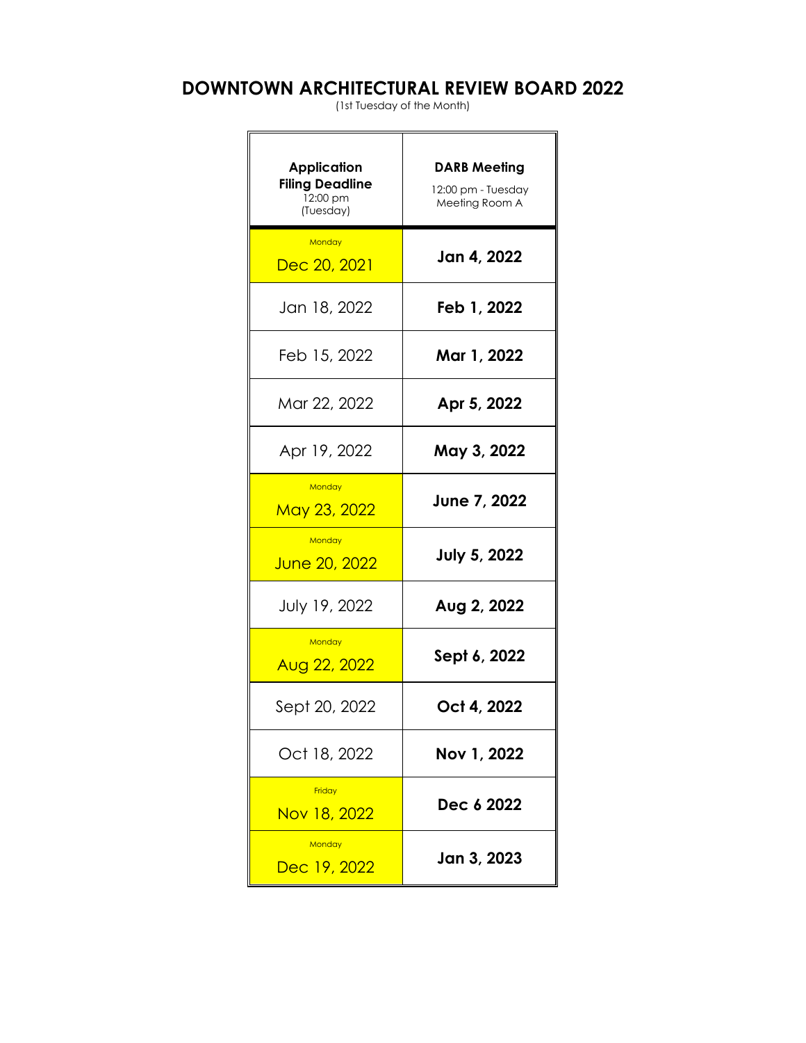# DOWNTOWN ARCHITECTURAL REVIEW BOARD 2022

(1st Tuesday of the Month)

| **Application Filing Deadline** 12:00 pm (Tuesday) | **DARB Meeting** 12:00 pm - Tuesday Meeting Room A |
|---|---|
| Monday Dec 20, 2021 | **Jan 4, 2022** |
| Jan 18, 2022 | **Feb 1, 2022** |
| Feb 15, 2022 | **Mar 1, 2022** |
| Mar 22, 2022 | **Apr 5, 2022** |
| Apr 19, 2022 | **May 3, 2022** |
| Monday May 23, 2022 | **June 7, 2022** |
| Monday June 20, 2022 | **July 5, 2022** |
| July 19, 2022 | **Aug 2, 2022** |
| Monday Aug 22, 2022 | **Sept 6, 2022** |
| Sept 20, 2022 | **Oct 4, 2022** |
| Oct 18, 2022 | **Nov 1, 2022** |
| Friday Nov 18, 2022 | **Dec 6 2022** |
| Monday Dec 19, 2022 | **Jan 3, 2023** |